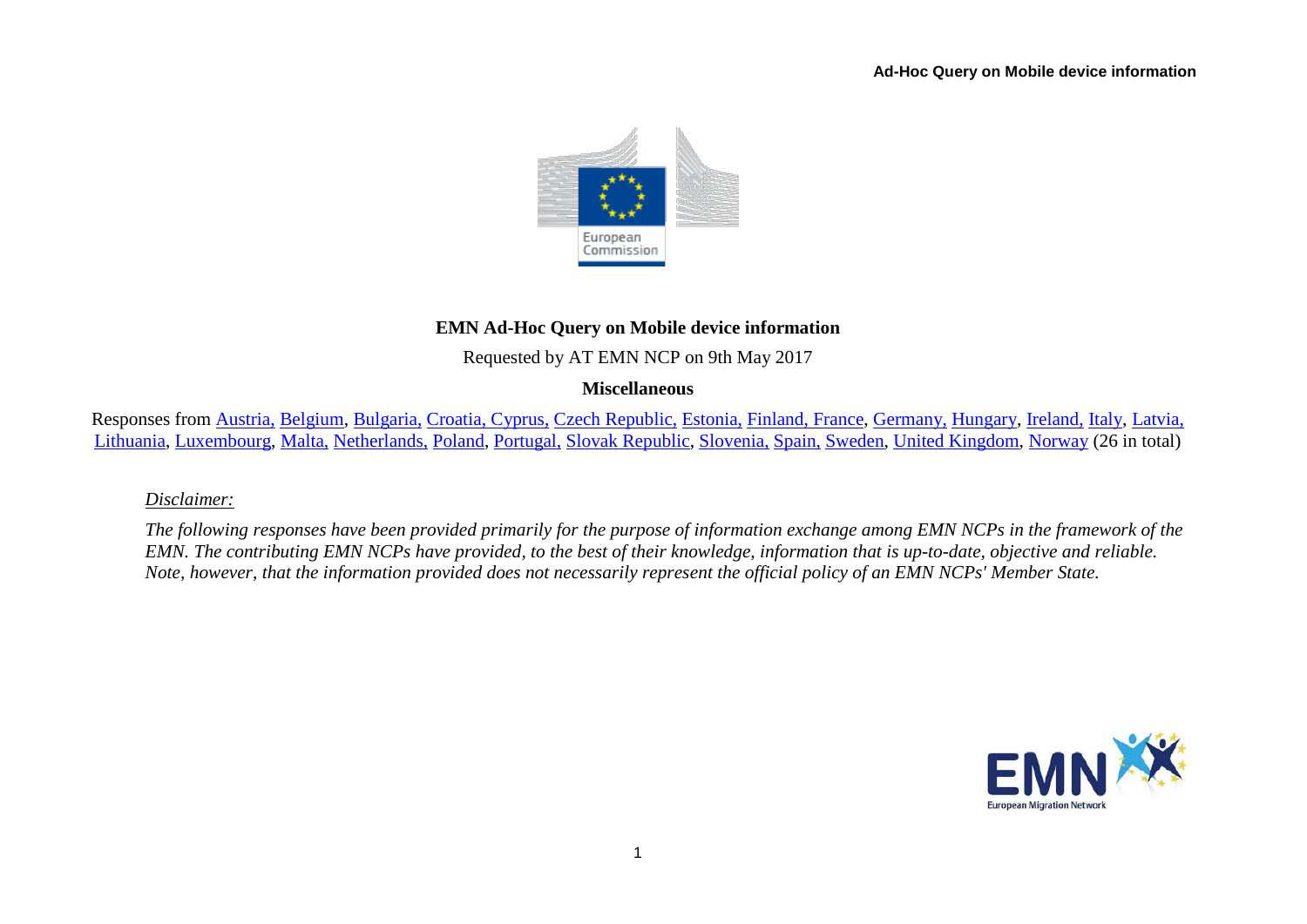# EMN Ad-Hoc Query on Mobile device information

Requested by AT EMN NCP on 9th May 2017

**Miscellaneous**

Responses from Austria, Belgium, Bulgaria, Croatia, Cyprus, Czech Republic, Estonia, Finland, France, Germany, Hungary, Ireland, Italy, Latvia, Lithuania, Luxembourg, Malta, Netherlands, Poland, Portugal, Slovak Republic, Slovenia, Spain, Sweden, United Kingdom, Norway (26 in total)

*Disclaimer:*

*The following responses have been provided primarily for the purpose of information exchange among EMN NCPs in the framework of the EMN. The contributing EMN NCPs have provided, to the best of their knowledge, information that is up-to-date, objective and reliable. Note, however, that the information provided does not necessarily represent the official policy of an EMN NCPs' Member State.*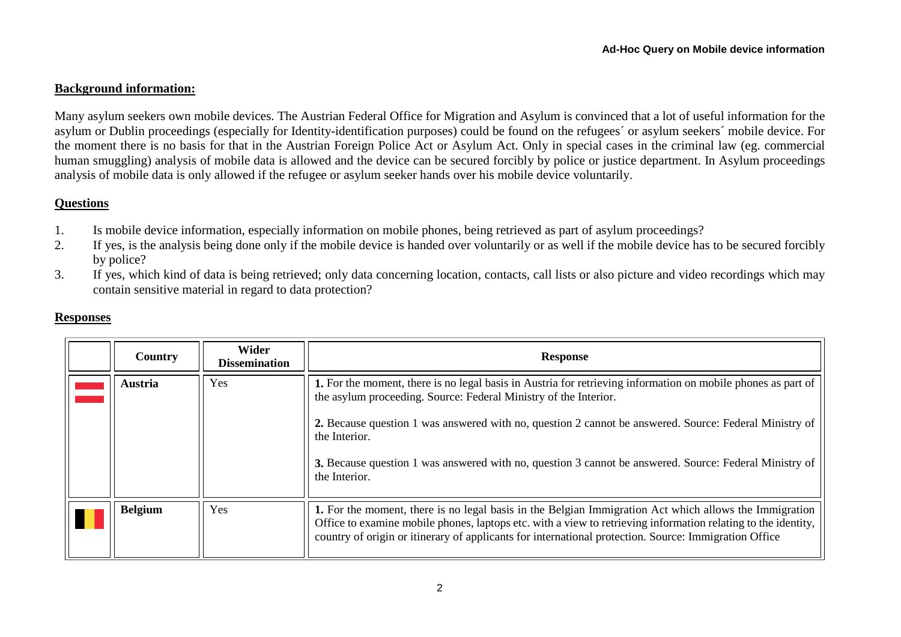**Background information:**

Many asylum seekers own mobile devices. The Austrian Federal Office for Migration and Asylum is convinced that a lot of useful information for the asylum or Dublin proceedings (especially for Identity-identification purposes) could be found on the refugees´ or asylum seekers´ mobile device. For the moment there is no basis for that in the Austrian Foreign Police Act or Asylum Act. Only in special cases in the criminal law (eg. commercial human smuggling) analysis of mobile data is allowed and the device can be secured forcibly by police or justice department. In Asylum proceedings analysis of mobile data is only allowed if the refugee or asylum seeker hands over his mobile device voluntarily.

**Questions**

1. Is mobile device information, especially information on mobile phones, being retrieved as part of asylum proceedings?
2. If yes, is the analysis being done only if the mobile device is handed over voluntarily or as well if the mobile device has to be secured forcibly by police?
3. If yes, which kind of data is being retrieved; only data concerning location, contacts, call lists or also picture and video recordings which may contain sensitive material in regard to data protection?

**Responses**

| | Country | Wider Dissemination | Response |
|---|---|---|---|
| | **Austria** | Yes | **1.** For the moment, there is no legal basis in Austria for retrieving information on mobile phones as part of the asylum proceeding. Source: Federal Ministry of the Interior.<br><br>**2.** Because question 1 was answered with no, question 2 cannot be answered. Source: Federal Ministry of the Interior.<br><br>**3.** Because question 1 was answered with no, question 3 cannot be answered. Source: Federal Ministry of the Interior. |
| | **Belgium** | Yes | **1.** For the moment, there is no legal basis in the Belgian Immigration Act which allows the Immigration Office to examine mobile phones, laptops etc. with a view to retrieving information relating to the identity, country of origin or itinerary of applicants for international protection. Source: Immigration Office |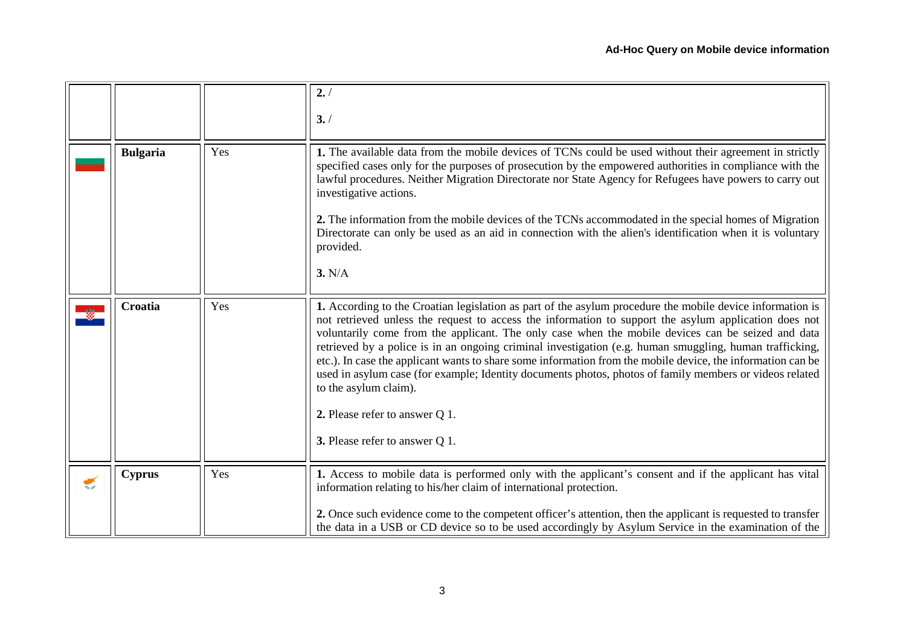| | | | |
|---|---|---|---|
| | | | **2.** /<br><br>**3.** / |
| | **Bulgaria** | Yes | **1.** The available data from the mobile devices of TCNs could be used without their agreement in strictly specified cases only for the purposes of prosecution by the empowered authorities in compliance with the lawful procedures. Neither Migration Directorate nor State Agency for Refugees have powers to carry out investigative actions.<br><br>**2.** The information from the mobile devices of the TCNs accommodated in the special homes of Migration Directorate can only be used as an aid in connection with the alien's identification when it is voluntary provided.<br><br>**3.** N/A |
| | **Croatia** | Yes | **1.** According to the Croatian legislation as part of the asylum procedure the mobile device information is not retrieved unless the request to access the information to support the asylum application does not voluntarily come from the applicant. The only case when the mobile devices can be seized and data retrieved by a police is in an ongoing criminal investigation (e.g. human smuggling, human trafficking, etc.). In case the applicant wants to share some information from the mobile device, the information can be used in asylum case (for example; Identity documents photos, photos of family members or videos related to the asylum claim).<br><br>**2.** Please refer to answer Q 1.<br><br>**3.** Please refer to answer Q 1. |
| | **Cyprus** | Yes | **1.** Access to mobile data is performed only with the applicant's consent and if the applicant has vital information relating to his/her claim of international protection.<br><br>**2.** Once such evidence come to the competent officer's attention, then the applicant is requested to transfer the data in a USB or CD device so to be used accordingly by Asylum Service in the examination of the |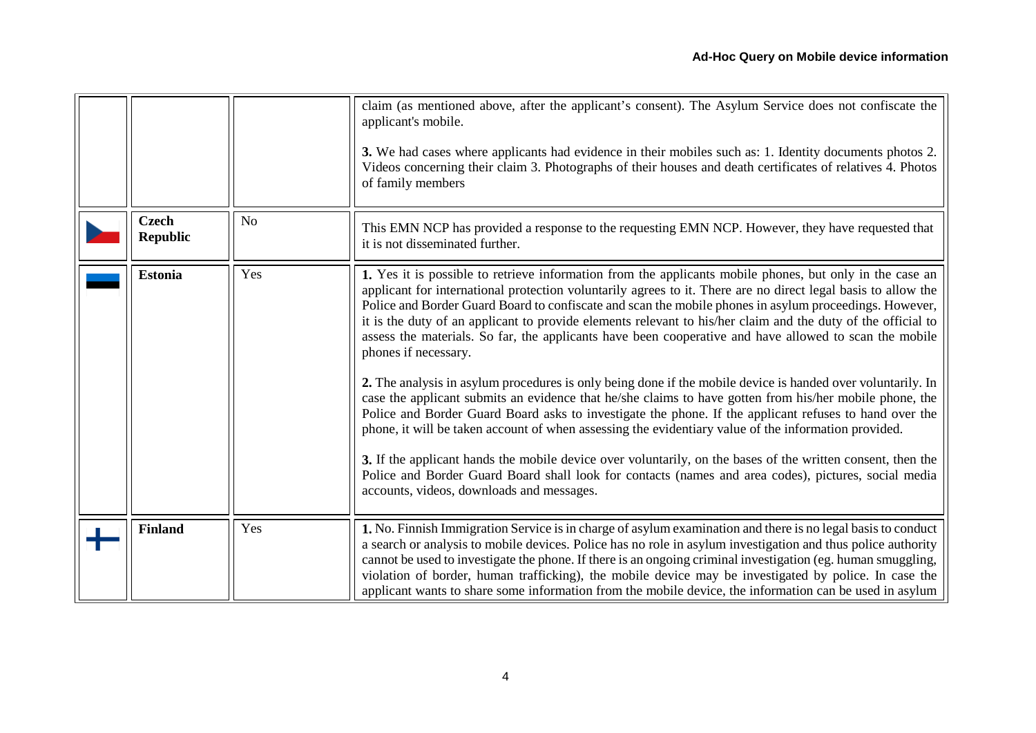| | | | |
|---|---|---|---|
| | | | claim (as mentioned above, after the applicant's consent). The Asylum Service does not confiscate the applicant's mobile.<br><br>**3.** We had cases where applicants had evidence in their mobiles such as: 1. Identity documents photos 2. Videos concerning their claim 3. Photographs of their houses and death certificates of relatives 4. Photos of family members |
| | **Czech Republic** | No | This EMN NCP has provided a response to the requesting EMN NCP. However, they have requested that it is not disseminated further. |
| | **Estonia** | Yes | **1.** Yes it is possible to retrieve information from the applicants mobile phones, but only in the case an applicant for international protection voluntarily agrees to it. There are no direct legal basis to allow the Police and Border Guard Board to confiscate and scan the mobile phones in asylum proceedings. However, it is the duty of an applicant to provide elements relevant to his/her claim and the duty of the official to assess the materials. So far, the applicants have been cooperative and have allowed to scan the mobile phones if necessary.<br><br>**2.** The analysis in asylum procedures is only being done if the mobile device is handed over voluntarily. In case the applicant submits an evidence that he/she claims to have gotten from his/her mobile phone, the Police and Border Guard Board asks to investigate the phone. If the applicant refuses to hand over the phone, it will be taken account of when assessing the evidentiary value of the information provided.<br><br>**3.** If the applicant hands the mobile device over voluntarily, on the bases of the written consent, then the Police and Border Guard Board shall look for contacts (names and area codes), pictures, social media accounts, videos, downloads and messages. |
| | **Finland** | Yes | **1.** No. Finnish Immigration Service is in charge of asylum examination and there is no legal basis to conduct a search or analysis to mobile devices. Police has no role in asylum investigation and thus police authority cannot be used to investigate the phone. If there is an ongoing criminal investigation (eg. human smuggling, violation of border, human trafficking), the mobile device may be investigated by police. In case the applicant wants to share some information from the mobile device, the information can be used in asylum |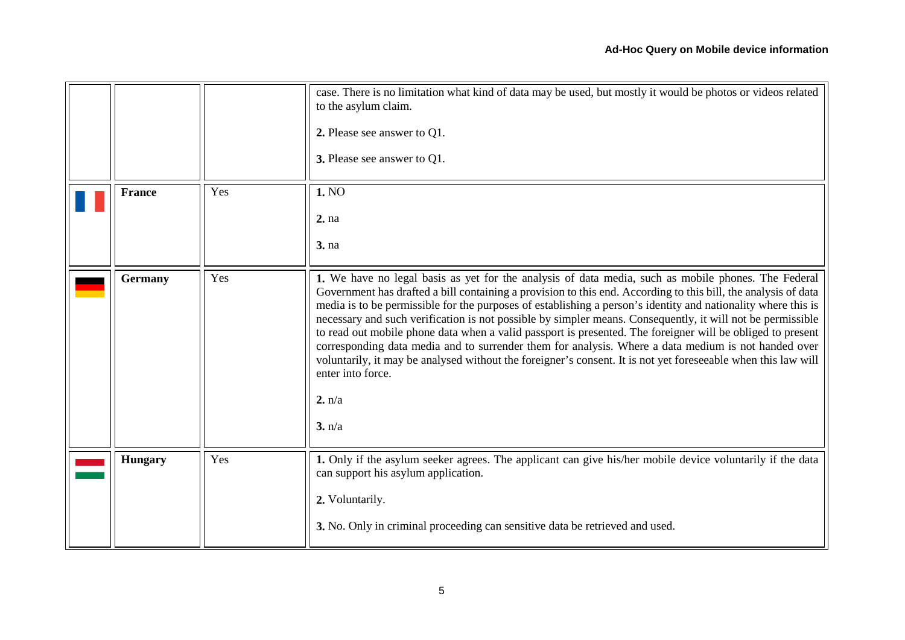| | | | |
|---|---|---|---|
| | | | case. There is no limitation what kind of data may be used, but mostly it would be photos or videos related to the asylum claim.<br><br>**2.** Please see answer to Q1.<br><br>**3.** Please see answer to Q1. |
| | **France** | Yes | **1.** NO<br><br>**2.** na<br><br>**3.** na |
| | **Germany** | Yes | **1.** We have no legal basis as yet for the analysis of data media, such as mobile phones. The Federal Government has drafted a bill containing a provision to this end. According to this bill, the analysis of data media is to be permissible for the purposes of establishing a person's identity and nationality where this is necessary and such verification is not possible by simpler means. Consequently, it will not be permissible to read out mobile phone data when a valid passport is presented. The foreigner will be obliged to present corresponding data media and to surrender them for analysis. Where a data medium is not handed over voluntarily, it may be analysed without the foreigner's consent. It is not yet foreseeable when this law will enter into force.<br><br>**2.** n/a<br><br>**3.** n/a |
| | **Hungary** | Yes | **1.** Only if the asylum seeker agrees. The applicant can give his/her mobile device voluntarily if the data can support his asylum application.<br><br>**2.** Voluntarily.<br><br>**3.** No. Only in criminal proceeding can sensitive data be retrieved and used. |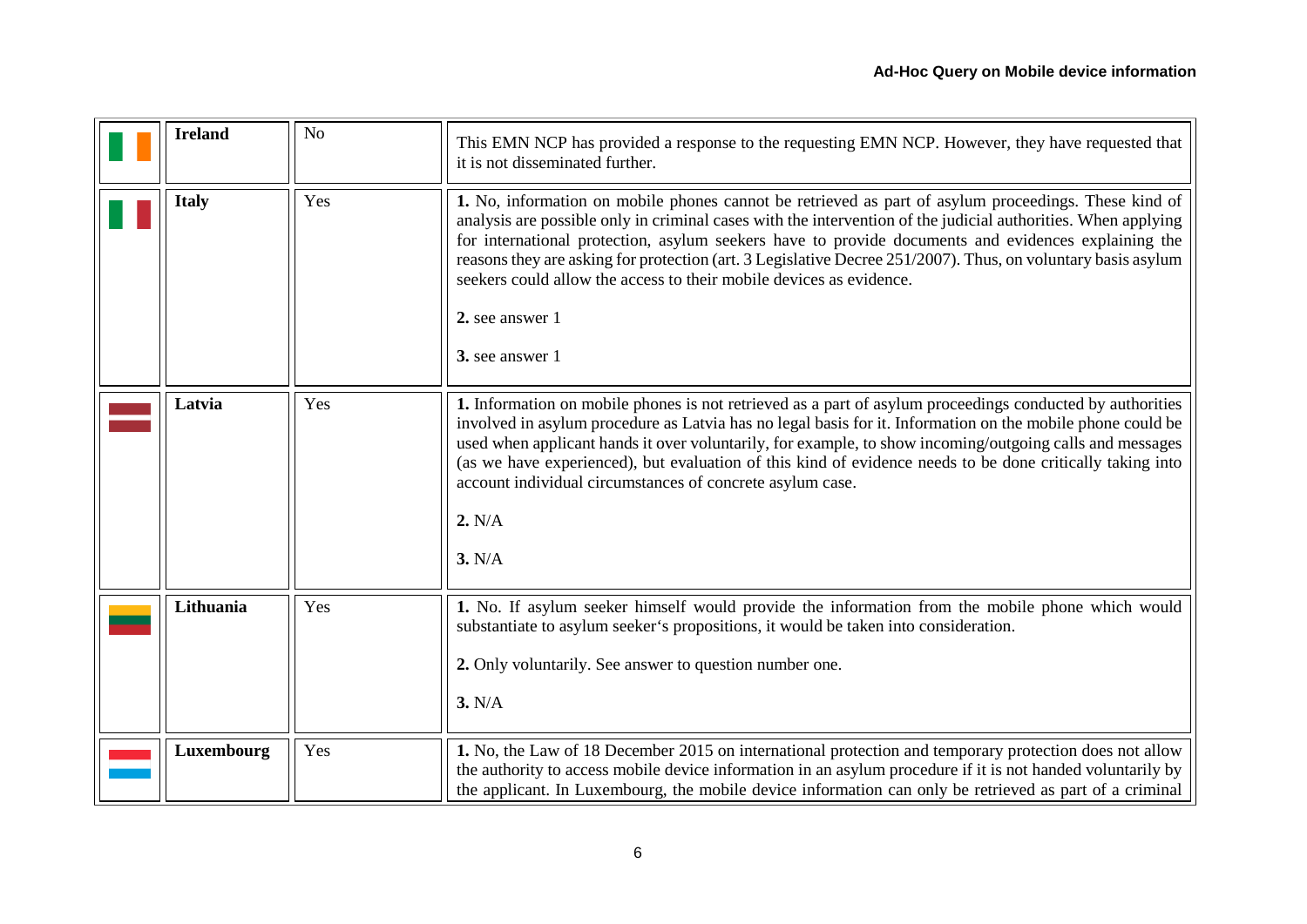| | | | |
|---|---|---|---|
| | **Ireland** | No | This EMN NCP has provided a response to the requesting EMN NCP. However, they have requested that it is not disseminated further. |
| | **Italy** | Yes | **1.** No, information on mobile phones cannot be retrieved as part of asylum proceedings. These kind of analysis are possible only in criminal cases with the intervention of the judicial authorities. When applying for international protection, asylum seekers have to provide documents and evidences explaining the reasons they are asking for protection (art. 3 Legislative Decree 251/2007). Thus, on voluntary basis asylum seekers could allow the access to their mobile devices as evidence.<br><br>**2.** see answer 1<br><br>**3.** see answer 1 |
| | **Latvia** | Yes | **1.** Information on mobile phones is not retrieved as a part of asylum proceedings conducted by authorities involved in asylum procedure as Latvia has no legal basis for it. Information on the mobile phone could be used when applicant hands it over voluntarily, for example, to show incoming/outgoing calls and messages (as we have experienced), but evaluation of this kind of evidence needs to be done critically taking into account individual circumstances of concrete asylum case.<br><br>**2.** N/A<br><br>**3.** N/A |
| | **Lithuania** | Yes | **1.** No. If asylum seeker himself would provide the information from the mobile phone which would substantiate to asylum seeker's propositions, it would be taken into consideration.<br><br>**2.** Only voluntarily. See answer to question number one.<br><br>**3.** N/A |
| | **Luxembourg** | Yes | **1.** No, the Law of 18 December 2015 on international protection and temporary protection does not allow the authority to access mobile device information in an asylum procedure if it is not handed voluntarily by the applicant. In Luxembourg, the mobile device information can only be retrieved as part of a criminal |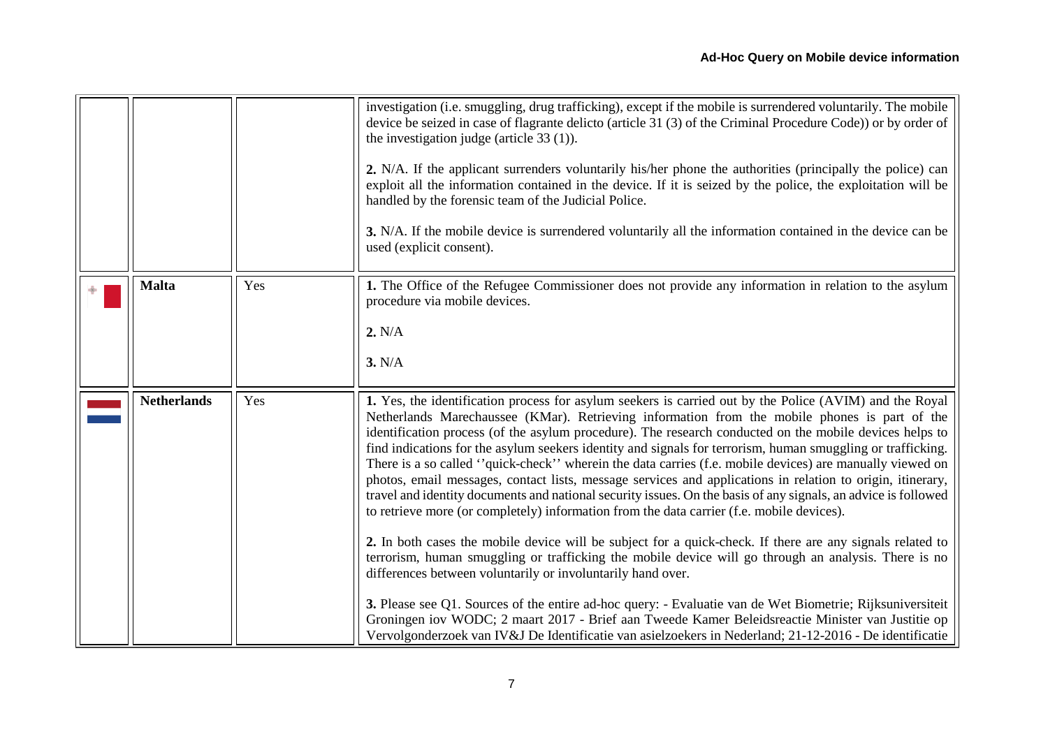| | | | |
|---|---|---|---|
| | | | investigation (i.e. smuggling, drug trafficking), except if the mobile is surrendered voluntarily. The mobile device be seized in case of flagrante delicto (article 31 (3) of the Criminal Procedure Code)) or by order of the investigation judge (article 33 (1)).<br><br>**2.** N/A. If the applicant surrenders voluntarily his/her phone the authorities (principally the police) can exploit all the information contained in the device. If it is seized by the police, the exploitation will be handled by the forensic team of the Judicial Police.<br><br>**3.** N/A. If the mobile device is surrendered voluntarily all the information contained in the device can be used (explicit consent). |
| | **Malta** | Yes | **1.** The Office of the Refugee Commissioner does not provide any information in relation to the asylum procedure via mobile devices.<br><br>**2.** N/A<br><br>**3.** N/A |
| | **Netherlands** | Yes | **1.** Yes, the identification process for asylum seekers is carried out by the Police (AVIM) and the Royal Netherlands Marechaussee (KMar). Retrieving information from the mobile phones is part of the identification process (of the asylum procedure). The research conducted on the mobile devices helps to find indications for the asylum seekers identity and signals for terrorism, human smuggling or trafficking. There is a so called ''quick-check'' wherein the data carries (f.e. mobile devices) are manually viewed on photos, email messages, contact lists, message services and applications in relation to origin, itinerary, travel and identity documents and national security issues. On the basis of any signals, an advice is followed to retrieve more (or completely) information from the data carrier (f.e. mobile devices).<br><br>**2.** In both cases the mobile device will be subject for a quick-check. If there are any signals related to terrorism, human smuggling or trafficking the mobile device will go through an analysis. There is no differences between voluntarily or involuntarily hand over.<br><br>**3.** Please see Q1. Sources of the entire ad-hoc query: - Evaluatie van de Wet Biometrie; Rijksuniversiteit Groningen iov WODC; 2 maart 2017 - Brief aan Tweede Kamer Beleidsreactie Minister van Justitie op Vervolgonderzoek van IV&J De Identificatie van asielzoekers in Nederland; 21-12-2016 - De identificatie |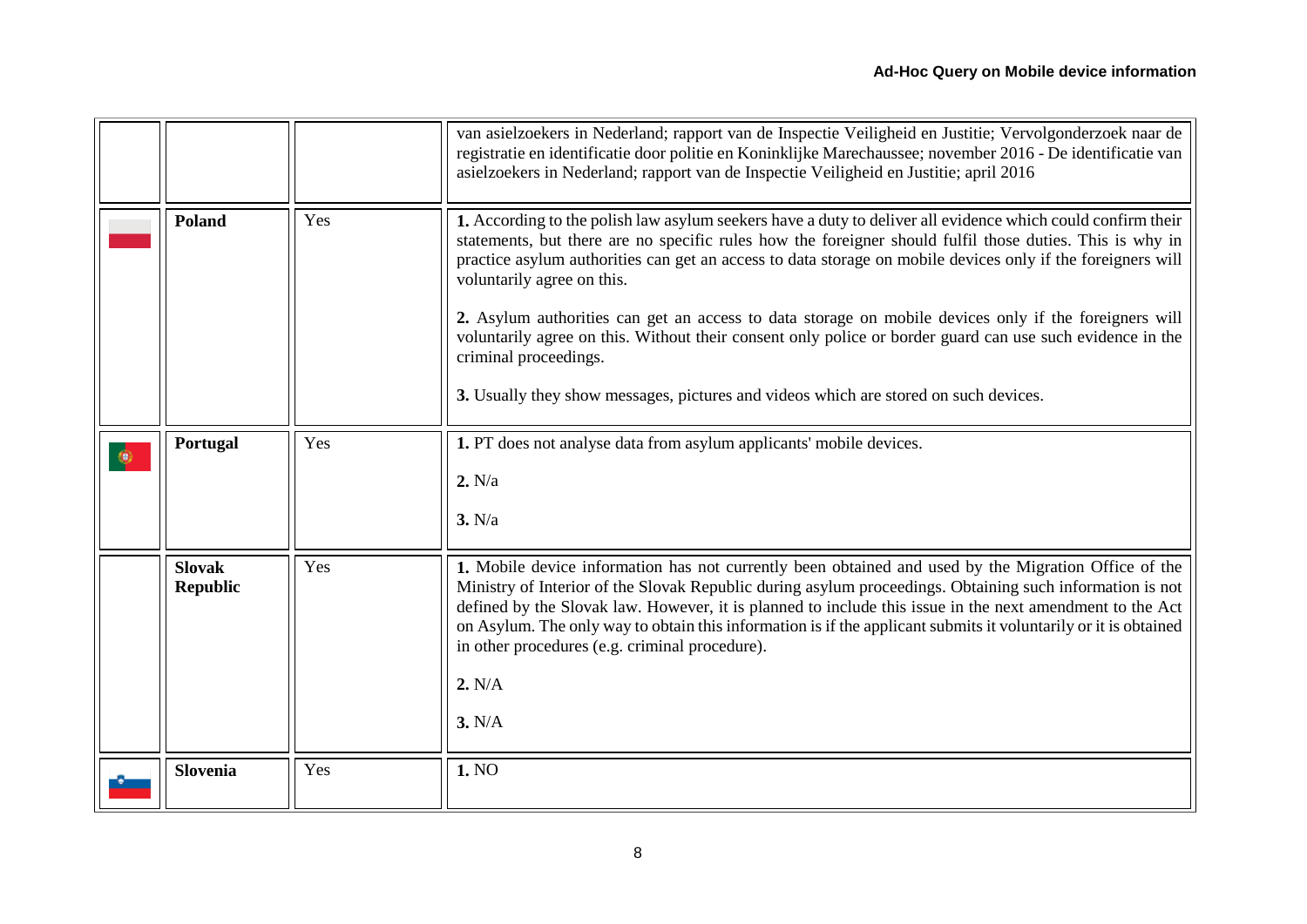| | | | |
|---|---|---|---|
| | | | van asielzoekers in Nederland; rapport van de Inspectie Veiligheid en Justitie; Vervolgonderzoek naar de registratie en identificatie door politie en Koninklijke Marechaussee; november 2016 - De identificatie van asielzoekers in Nederland; rapport van de Inspectie Veiligheid en Justitie; april 2016 |
| | **Poland** | Yes | **1.** According to the polish law asylum seekers have a duty to deliver all evidence which could confirm their statements, but there are no specific rules how the foreigner should fulfil those duties. This is why in practice asylum authorities can get an access to data storage on mobile devices only if the foreigners will voluntarily agree on this.<br><br>**2.** Asylum authorities can get an access to data storage on mobile devices only if the foreigners will voluntarily agree on this. Without their consent only police or border guard can use such evidence in the criminal proceedings.<br><br>**3.** Usually they show messages, pictures and videos which are stored on such devices. |
| | **Portugal** | Yes | **1.** PT does not analyse data from asylum applicants' mobile devices.<br><br>**2.** N/a<br><br>**3.** N/a |
| | **Slovak Republic** | Yes | **1.** Mobile device information has not currently been obtained and used by the Migration Office of the Ministry of Interior of the Slovak Republic during asylum proceedings. Obtaining such information is not defined by the Slovak law. However, it is planned to include this issue in the next amendment to the Act on Asylum. The only way to obtain this information is if the applicant submits it voluntarily or it is obtained in other procedures (e.g. criminal procedure).<br><br>**2.** N/A<br><br>**3.** N/A |
| | **Slovenia** | Yes | **1.** NO |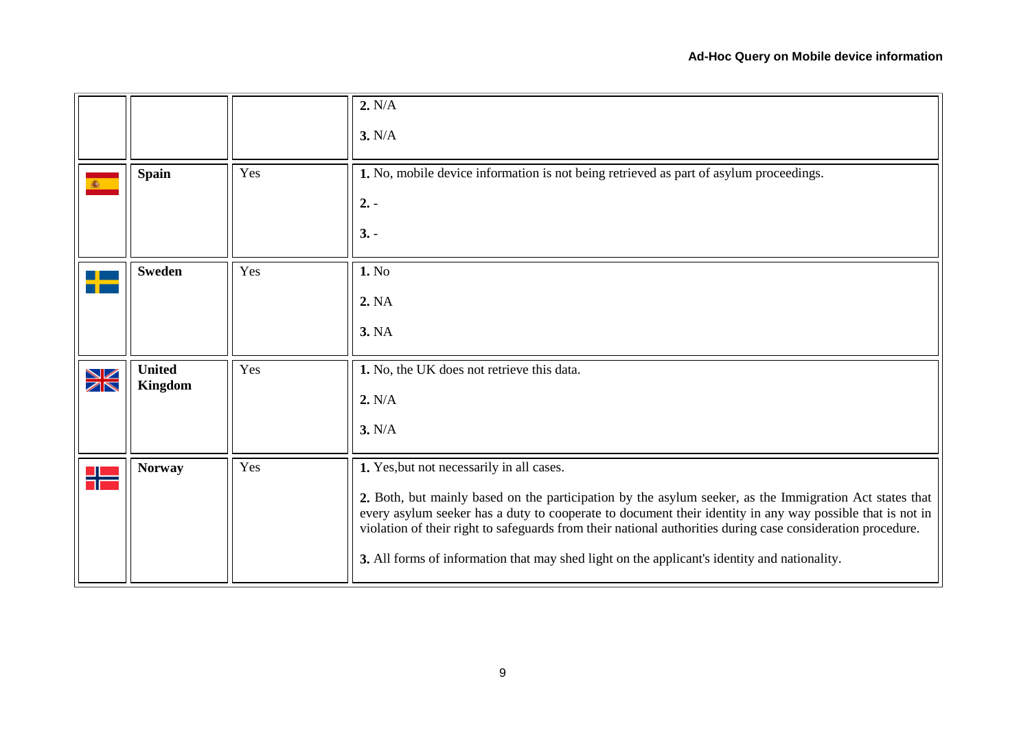| | | | |
|---|---|---|---|
| | | | **2.** N/A<br><br>**3.** N/A |
| | **Spain** | Yes | **1.** No, mobile device information is not being retrieved as part of asylum proceedings.<br><br>**2.** -<br><br>**3.** - |
| | **Sweden** | Yes | **1.** No<br><br>**2.** NA<br><br>**3.** NA |
| | **United Kingdom** | Yes | **1.** No, the UK does not retrieve this data.<br><br>**2.** N/A<br><br>**3.** N/A |
| | **Norway** | Yes | **1.** Yes,but not necessarily in all cases.<br><br>**2.** Both, but mainly based on the participation by the asylum seeker, as the Immigration Act states that every asylum seeker has a duty to cooperate to document their identity in any way possible that is not in violation of their right to safeguards from their national authorities during case consideration procedure.<br><br>**3.** All forms of information that may shed light on the applicant's identity and nationality. |